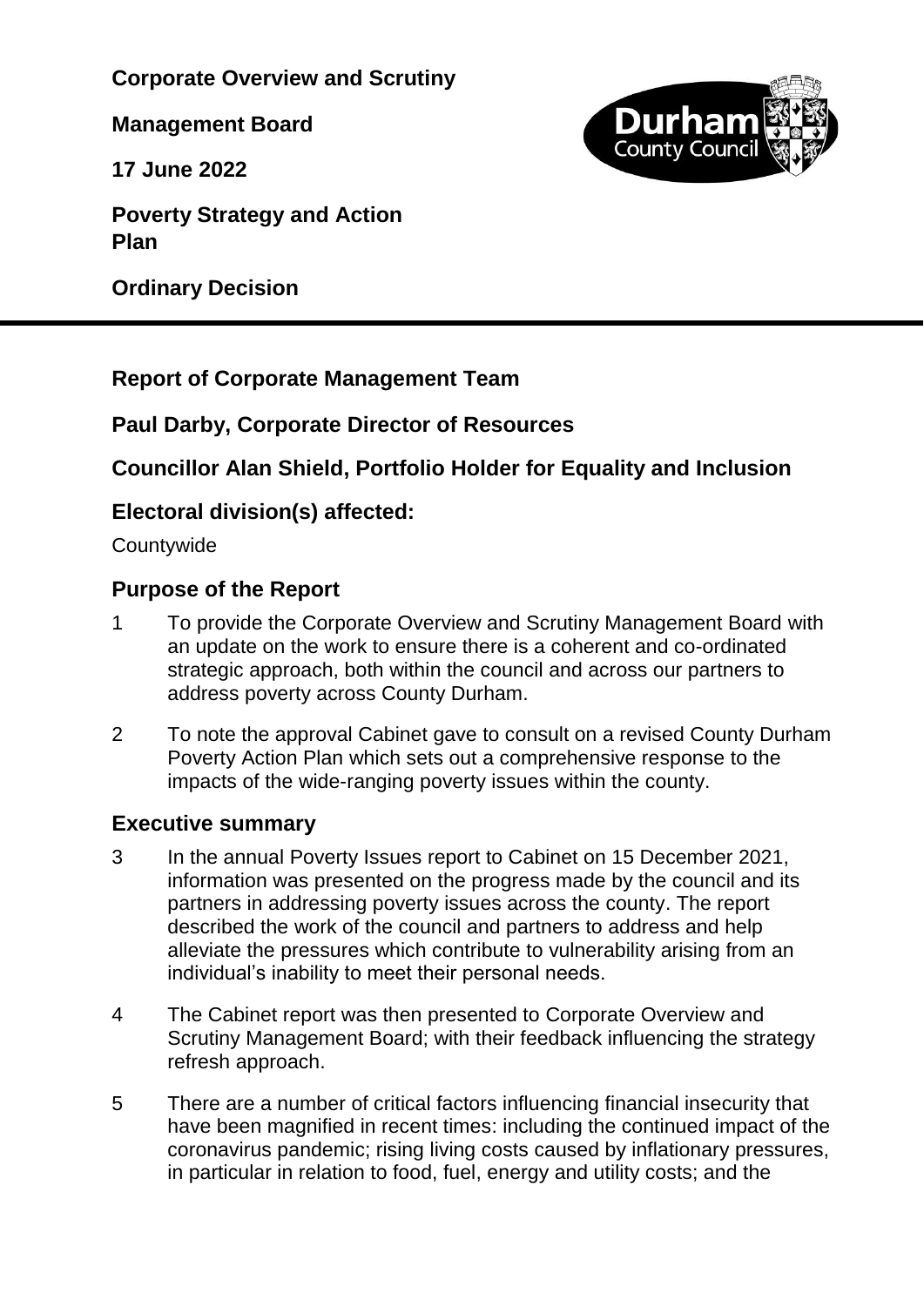**Corporate Overview and Scrutiny**

**Management Board**

**17 June 2022**

**Poverty Strategy and Action Plan**

**Ordinary Decision**

---

## Report of Corporate Management Team

## Paul Darby, Corporate Director of Resources

## Councillor Alan Shield, Portfolio Holder for Equality and Inclusion

## Electoral division(s) affected:

Countywide

## Purpose of the Report

1 To provide the Corporate Overview and Scrutiny Management Board with an update on the work to ensure there is a coherent and co-ordinated strategic approach, both within the council and across our partners to address poverty across County Durham.

2 To note the approval Cabinet gave to consult on a revised County Durham Poverty Action Plan which sets out a comprehensive response to the impacts of the wide-ranging poverty issues within the county.

## Executive summary

3 In the annual Poverty Issues report to Cabinet on 15 December 2021, information was presented on the progress made by the council and its partners in addressing poverty issues across the county. The report described the work of the council and partners to address and help alleviate the pressures which contribute to vulnerability arising from an individual's inability to meet their personal needs.

4 The Cabinet report was then presented to Corporate Overview and Scrutiny Management Board; with their feedback influencing the strategy refresh approach.

5 There are a number of critical factors influencing financial insecurity that have been magnified in recent times: including the continued impact of the coronavirus pandemic; rising living costs caused by inflationary pressures, in particular in relation to food, fuel, energy and utility costs; and the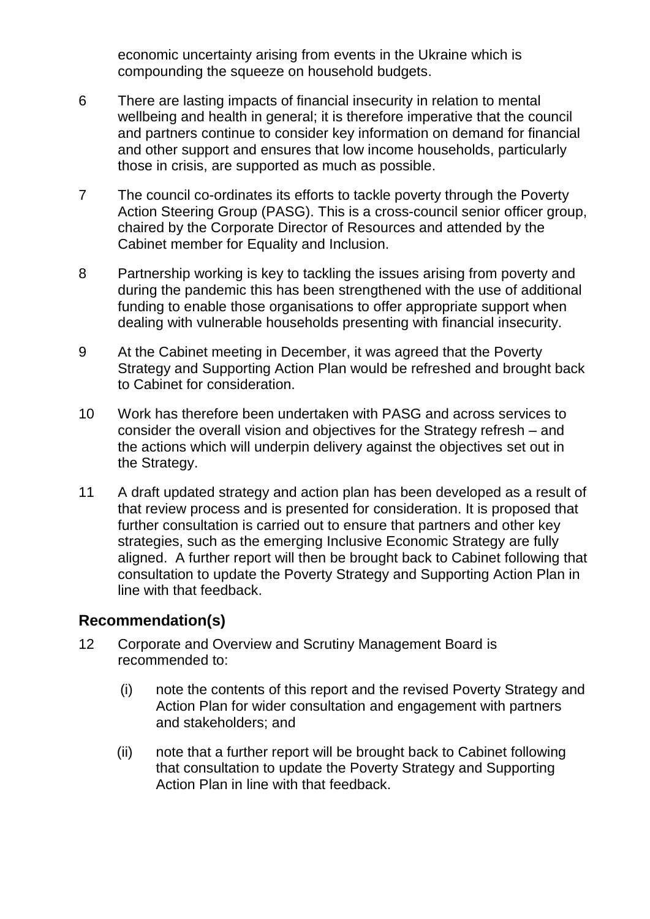economic uncertainty arising from events in the Ukraine which is compounding the squeeze on household budgets.

6 There are lasting impacts of financial insecurity in relation to mental wellbeing and health in general; it is therefore imperative that the council and partners continue to consider key information on demand for financial and other support and ensures that low income households, particularly those in crisis, are supported as much as possible.

7 The council co-ordinates its efforts to tackle poverty through the Poverty Action Steering Group (PASG). This is a cross-council senior officer group, chaired by the Corporate Director of Resources and attended by the Cabinet member for Equality and Inclusion.

8 Partnership working is key to tackling the issues arising from poverty and during the pandemic this has been strengthened with the use of additional funding to enable those organisations to offer appropriate support when dealing with vulnerable households presenting with financial insecurity.

9 At the Cabinet meeting in December, it was agreed that the Poverty Strategy and Supporting Action Plan would be refreshed and brought back to Cabinet for consideration.

10 Work has therefore been undertaken with PASG and across services to consider the overall vision and objectives for the Strategy refresh – and the actions which will underpin delivery against the objectives set out in the Strategy.

11 A draft updated strategy and action plan has been developed as a result of that review process and is presented for consideration. It is proposed that further consultation is carried out to ensure that partners and other key strategies, such as the emerging Inclusive Economic Strategy are fully aligned. A further report will then be brought back to Cabinet following that consultation to update the Poverty Strategy and Supporting Action Plan in line with that feedback.

## Recommendation(s)

12 Corporate and Overview and Scrutiny Management Board is recommended to:

(i) note the contents of this report and the revised Poverty Strategy and Action Plan for wider consultation and engagement with partners and stakeholders; and

(ii) note that a further report will be brought back to Cabinet following that consultation to update the Poverty Strategy and Supporting Action Plan in line with that feedback.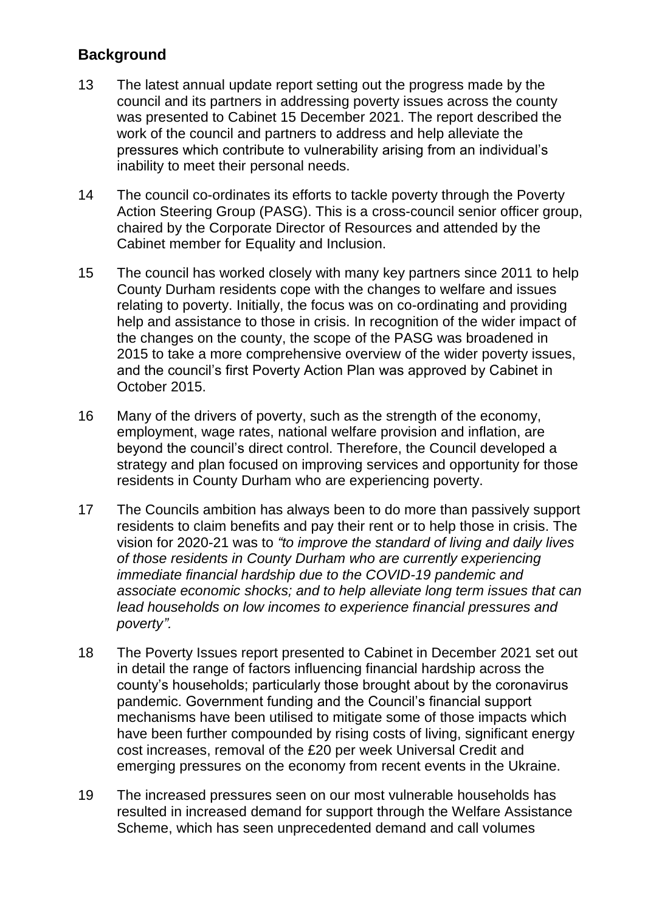## Background

13 The latest annual update report setting out the progress made by the council and its partners in addressing poverty issues across the county was presented to Cabinet 15 December 2021. The report described the work of the council and partners to address and help alleviate the pressures which contribute to vulnerability arising from an individual's inability to meet their personal needs.

14 The council co-ordinates its efforts to tackle poverty through the Poverty Action Steering Group (PASG). This is a cross-council senior officer group, chaired by the Corporate Director of Resources and attended by the Cabinet member for Equality and Inclusion.

15 The council has worked closely with many key partners since 2011 to help County Durham residents cope with the changes to welfare and issues relating to poverty. Initially, the focus was on co-ordinating and providing help and assistance to those in crisis. In recognition of the wider impact of the changes on the county, the scope of the PASG was broadened in 2015 to take a more comprehensive overview of the wider poverty issues, and the council's first Poverty Action Plan was approved by Cabinet in October 2015.

16 Many of the drivers of poverty, such as the strength of the economy, employment, wage rates, national welfare provision and inflation, are beyond the council's direct control. Therefore, the Council developed a strategy and plan focused on improving services and opportunity for those residents in County Durham who are experiencing poverty.

17 The Councils ambition has always been to do more than passively support residents to claim benefits and pay their rent or to help those in crisis. The vision for 2020-21 was to *"to improve the standard of living and daily lives of those residents in County Durham who are currently experiencing immediate financial hardship due to the COVID-19 pandemic and associate economic shocks; and to help alleviate long term issues that can lead households on low incomes to experience financial pressures and poverty".*

18 The Poverty Issues report presented to Cabinet in December 2021 set out in detail the range of factors influencing financial hardship across the county's households; particularly those brought about by the coronavirus pandemic. Government funding and the Council's financial support mechanisms have been utilised to mitigate some of those impacts which have been further compounded by rising costs of living, significant energy cost increases, removal of the £20 per week Universal Credit and emerging pressures on the economy from recent events in the Ukraine.

19 The increased pressures seen on our most vulnerable households has resulted in increased demand for support through the Welfare Assistance Scheme, which has seen unprecedented demand and call volumes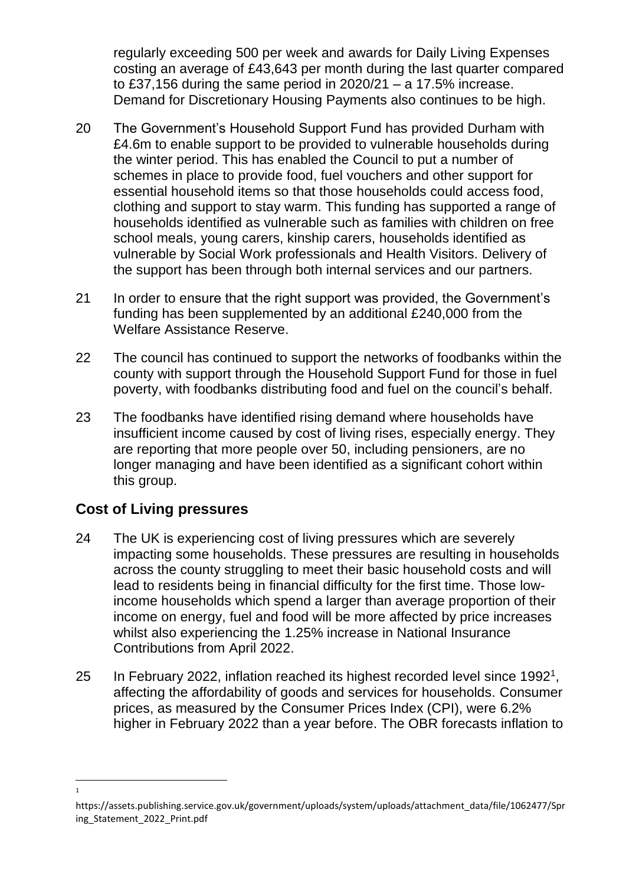regularly exceeding 500 per week and awards for Daily Living Expenses costing an average of £43,643 per month during the last quarter compared to £37,156 during the same period in 2020/21 – a 17.5% increase. Demand for Discretionary Housing Payments also continues to be high.

20 The Government's Household Support Fund has provided Durham with £4.6m to enable support to be provided to vulnerable households during the winter period. This has enabled the Council to put a number of schemes in place to provide food, fuel vouchers and other support for essential household items so that those households could access food, clothing and support to stay warm. This funding has supported a range of households identified as vulnerable such as families with children on free school meals, young carers, kinship carers, households identified as vulnerable by Social Work professionals and Health Visitors. Delivery of the support has been through both internal services and our partners.

21 In order to ensure that the right support was provided, the Government's funding has been supplemented by an additional £240,000 from the Welfare Assistance Reserve.

22 The council has continued to support the networks of foodbanks within the county with support through the Household Support Fund for those in fuel poverty, with foodbanks distributing food and fuel on the council's behalf.

23 The foodbanks have identified rising demand where households have insufficient income caused by cost of living rises, especially energy. They are reporting that more people over 50, including pensioners, are no longer managing and have been identified as a significant cohort within this group.

## Cost of Living pressures

24 The UK is experiencing cost of living pressures which are severely impacting some households. These pressures are resulting in households across the county struggling to meet their basic household costs and will lead to residents being in financial difficulty for the first time. Those low-income households which spend a larger than average proportion of their income on energy, fuel and food will be more affected by price increases whilst also experiencing the 1.25% increase in National Insurance Contributions from April 2022.

25 In February 2022, inflation reached its highest recorded level since 1992[1], affecting the affordability of goods and services for households. Consumer prices, as measured by the Consumer Prices Index (CPI), were 6.2% higher in February 2022 than a year before. The OBR forecasts inflation to

[1] https://assets.publishing.service.gov.uk/government/uploads/system/uploads/attachment_data/file/1062477/Spring_Statement_2022_Print.pdf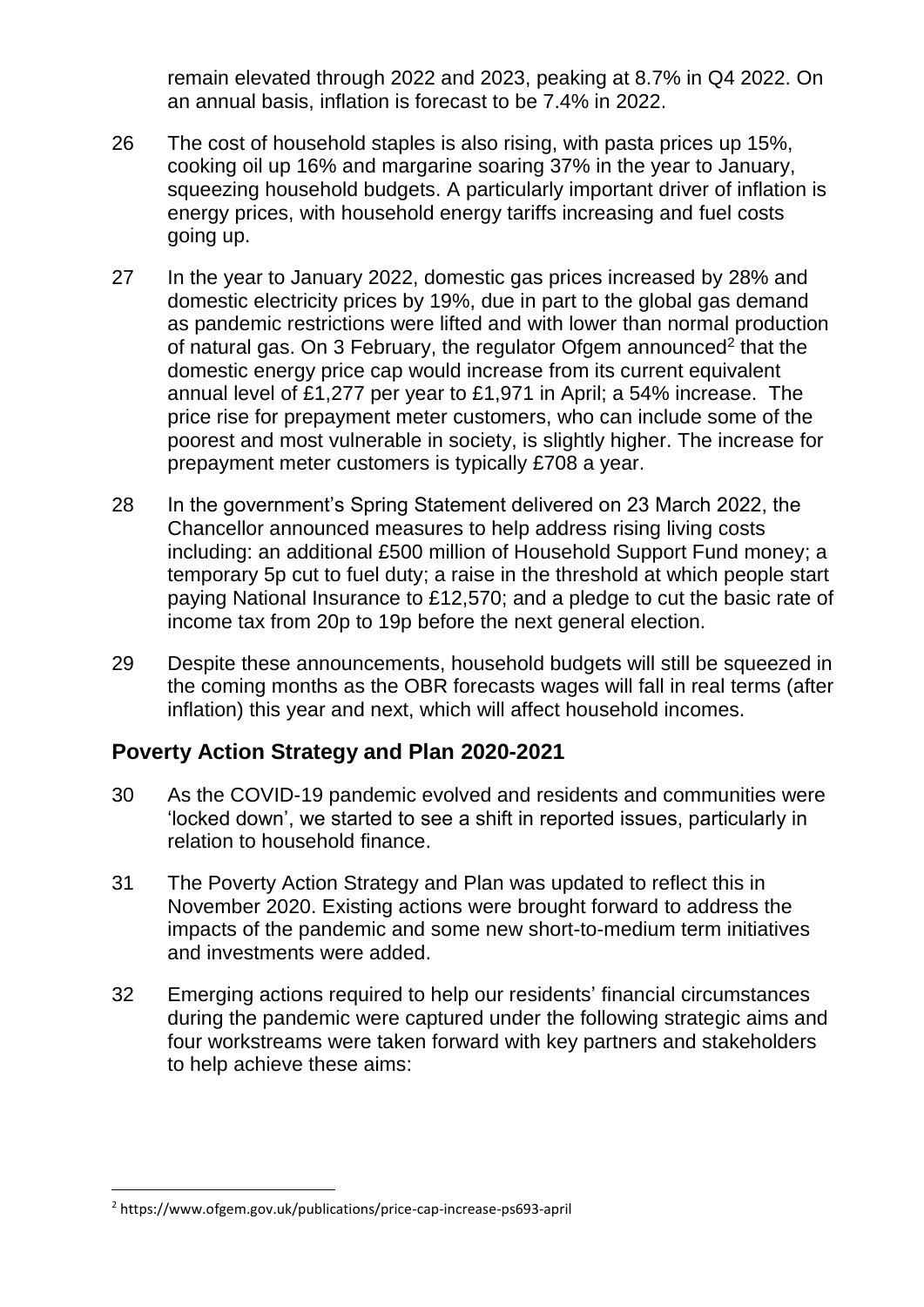remain elevated through 2022 and 2023, peaking at 8.7% in Q4 2022. On an annual basis, inflation is forecast to be 7.4% in 2022.

26 The cost of household staples is also rising, with pasta prices up 15%, cooking oil up 16% and margarine soaring 37% in the year to January, squeezing household budgets. A particularly important driver of inflation is energy prices, with household energy tariffs increasing and fuel costs going up.

27 In the year to January 2022, domestic gas prices increased by 28% and domestic electricity prices by 19%, due in part to the global gas demand as pandemic restrictions were lifted and with lower than normal production of natural gas. On 3 February, the regulator Ofgem announced[2] that the domestic energy price cap would increase from its current equivalent annual level of £1,277 per year to £1,971 in April; a 54% increase. The price rise for prepayment meter customers, who can include some of the poorest and most vulnerable in society, is slightly higher. The increase for prepayment meter customers is typically £708 a year.

28 In the government's Spring Statement delivered on 23 March 2022, the Chancellor announced measures to help address rising living costs including: an additional £500 million of Household Support Fund money; a temporary 5p cut to fuel duty; a raise in the threshold at which people start paying National Insurance to £12,570; and a pledge to cut the basic rate of income tax from 20p to 19p before the next general election.

29 Despite these announcements, household budgets will still be squeezed in the coming months as the OBR forecasts wages will fall in real terms (after inflation) this year and next, which will affect household incomes.

## Poverty Action Strategy and Plan 2020-2021

30 As the COVID-19 pandemic evolved and residents and communities were 'locked down', we started to see a shift in reported issues, particularly in relation to household finance.

31 The Poverty Action Strategy and Plan was updated to reflect this in November 2020. Existing actions were brought forward to address the impacts of the pandemic and some new short-to-medium term initiatives and investments were added.

32 Emerging actions required to help our residents' financial circumstances during the pandemic were captured under the following strategic aims and four workstreams were taken forward with key partners and stakeholders to help achieve these aims:

---

[2] https://www.ofgem.gov.uk/publications/price-cap-increase-ps693-april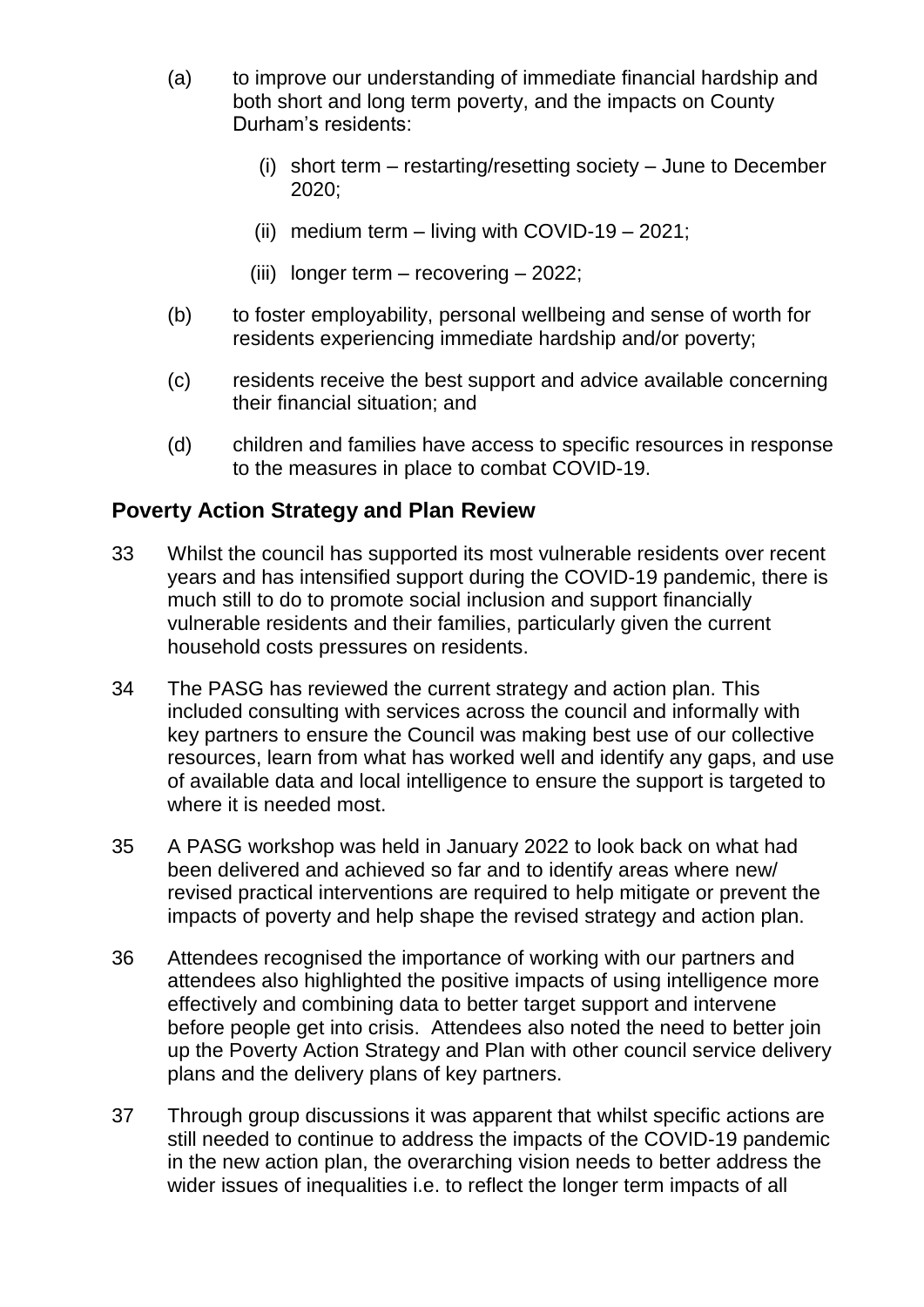(a) to improve our understanding of immediate financial hardship and both short and long term poverty, and the impacts on County Durham's residents:

   (i) short term – restarting/resetting society – June to December 2020;

   (ii) medium term – living with COVID-19 – 2021;

   (iii) longer term – recovering – 2022;

(b) to foster employability, personal wellbeing and sense of worth for residents experiencing immediate hardship and/or poverty;

(c) residents receive the best support and advice available concerning their financial situation; and

(d) children and families have access to specific resources in response to the measures in place to combat COVID-19.

## Poverty Action Strategy and Plan Review

33 Whilst the council has supported its most vulnerable residents over recent years and has intensified support during the COVID-19 pandemic, there is much still to do to promote social inclusion and support financially vulnerable residents and their families, particularly given the current household costs pressures on residents.

34 The PASG has reviewed the current strategy and action plan. This included consulting with services across the council and informally with key partners to ensure the Council was making best use of our collective resources, learn from what has worked well and identify any gaps, and use of available data and local intelligence to ensure the support is targeted to where it is needed most.

35 A PASG workshop was held in January 2022 to look back on what had been delivered and achieved so far and to identify areas where new/ revised practical interventions are required to help mitigate or prevent the impacts of poverty and help shape the revised strategy and action plan.

36 Attendees recognised the importance of working with our partners and attendees also highlighted the positive impacts of using intelligence more effectively and combining data to better target support and intervene before people get into crisis. Attendees also noted the need to better join up the Poverty Action Strategy and Plan with other council service delivery plans and the delivery plans of key partners.

37 Through group discussions it was apparent that whilst specific actions are still needed to continue to address the impacts of the COVID-19 pandemic in the new action plan, the overarching vision needs to better address the wider issues of inequalities i.e. to reflect the longer term impacts of all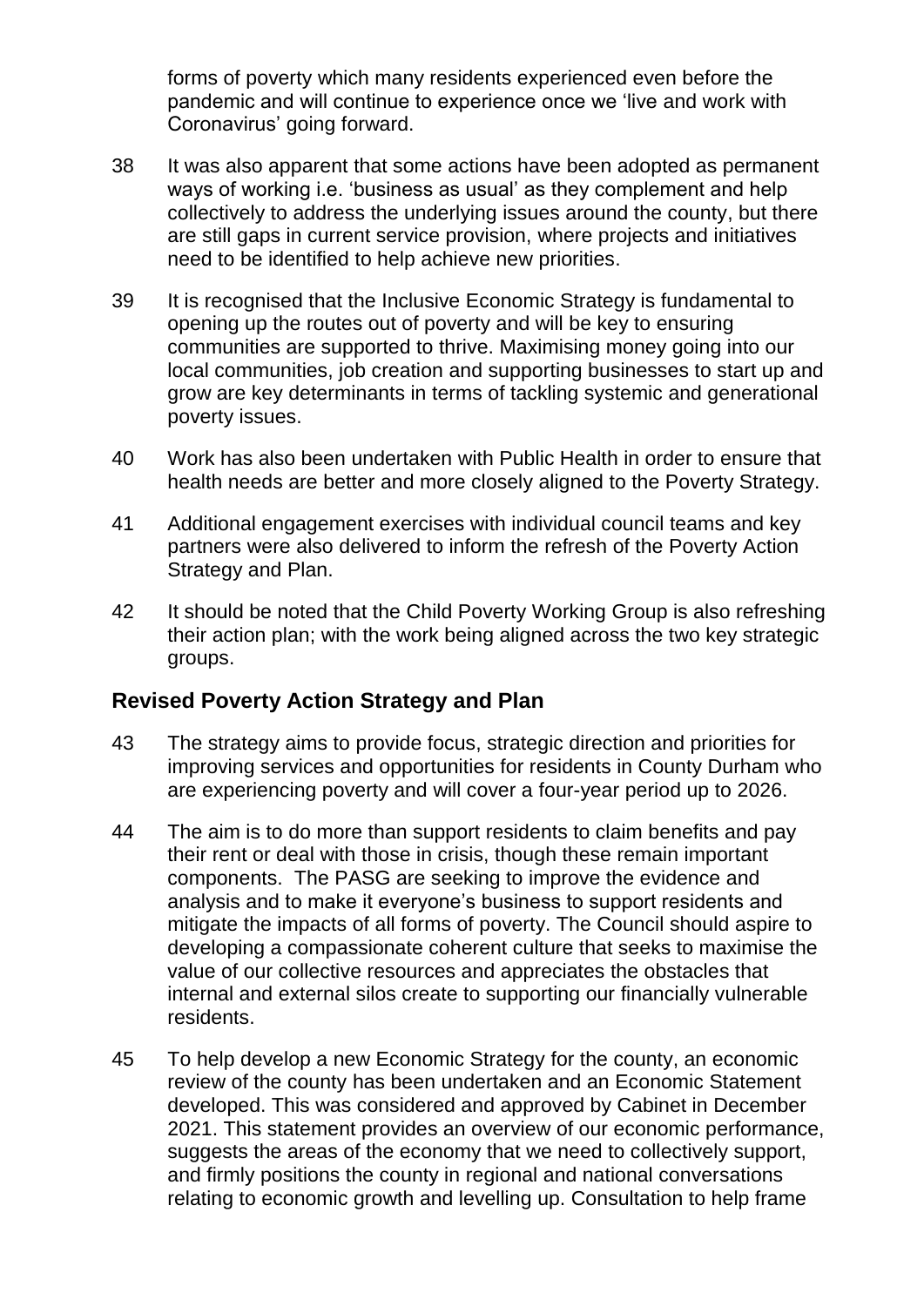forms of poverty which many residents experienced even before the pandemic and will continue to experience once we 'live and work with Coronavirus' going forward.

38 It was also apparent that some actions have been adopted as permanent ways of working i.e. 'business as usual' as they complement and help collectively to address the underlying issues around the county, but there are still gaps in current service provision, where projects and initiatives need to be identified to help achieve new priorities.

39 It is recognised that the Inclusive Economic Strategy is fundamental to opening up the routes out of poverty and will be key to ensuring communities are supported to thrive. Maximising money going into our local communities, job creation and supporting businesses to start up and grow are key determinants in terms of tackling systemic and generational poverty issues.

40 Work has also been undertaken with Public Health in order to ensure that health needs are better and more closely aligned to the Poverty Strategy.

41 Additional engagement exercises with individual council teams and key partners were also delivered to inform the refresh of the Poverty Action Strategy and Plan.

42 It should be noted that the Child Poverty Working Group is also refreshing their action plan; with the work being aligned across the two key strategic groups.

## Revised Poverty Action Strategy and Plan

43 The strategy aims to provide focus, strategic direction and priorities for improving services and opportunities for residents in County Durham who are experiencing poverty and will cover a four-year period up to 2026.

44 The aim is to do more than support residents to claim benefits and pay their rent or deal with those in crisis, though these remain important components. The PASG are seeking to improve the evidence and analysis and to make it everyone's business to support residents and mitigate the impacts of all forms of poverty. The Council should aspire to developing a compassionate coherent culture that seeks to maximise the value of our collective resources and appreciates the obstacles that internal and external silos create to supporting our financially vulnerable residents.

45 To help develop a new Economic Strategy for the county, an economic review of the county has been undertaken and an Economic Statement developed. This was considered and approved by Cabinet in December 2021. This statement provides an overview of our economic performance, suggests the areas of the economy that we need to collectively support, and firmly positions the county in regional and national conversations relating to economic growth and levelling up. Consultation to help frame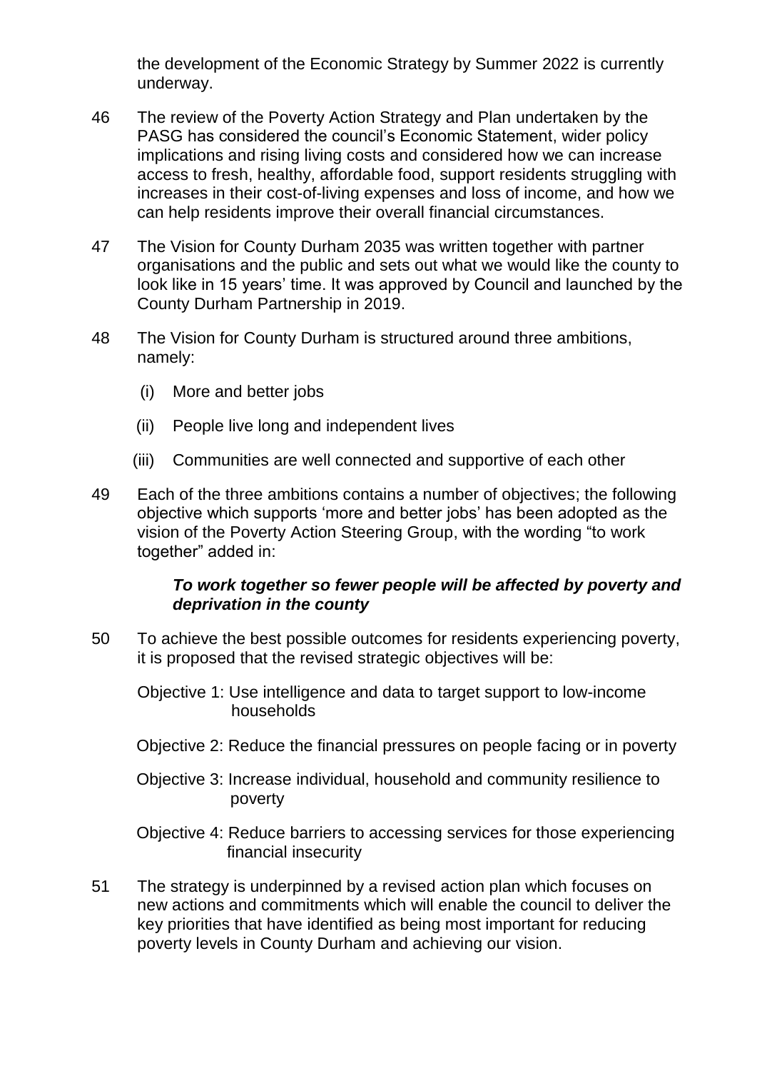the development of the Economic Strategy by Summer 2022 is currently underway.

46 The review of the Poverty Action Strategy and Plan undertaken by the PASG has considered the council's Economic Statement, wider policy implications and rising living costs and considered how we can increase access to fresh, healthy, affordable food, support residents struggling with increases in their cost-of-living expenses and loss of income, and how we can help residents improve their overall financial circumstances.

47 The Vision for County Durham 2035 was written together with partner organisations and the public and sets out what we would like the county to look like in 15 years' time. It was approved by Council and launched by the County Durham Partnership in 2019.

48 The Vision for County Durham is structured around three ambitions, namely:

(i) More and better jobs

(ii) People live long and independent lives

(iii) Communities are well connected and supportive of each other

49 Each of the three ambitions contains a number of objectives; the following objective which supports 'more and better jobs' has been adopted as the vision of the Poverty Action Steering Group, with the wording "to work together" added in:

***To work together so fewer people will be affected by poverty and deprivation in the county***

50 To achieve the best possible outcomes for residents experiencing poverty, it is proposed that the revised strategic objectives will be:

Objective 1: Use intelligence and data to target support to low-income households

Objective 2: Reduce the financial pressures on people facing or in poverty

Objective 3: Increase individual, household and community resilience to poverty

Objective 4: Reduce barriers to accessing services for those experiencing financial insecurity

51 The strategy is underpinned by a revised action plan which focuses on new actions and commitments which will enable the council to deliver the key priorities that have identified as being most important for reducing poverty levels in County Durham and achieving our vision.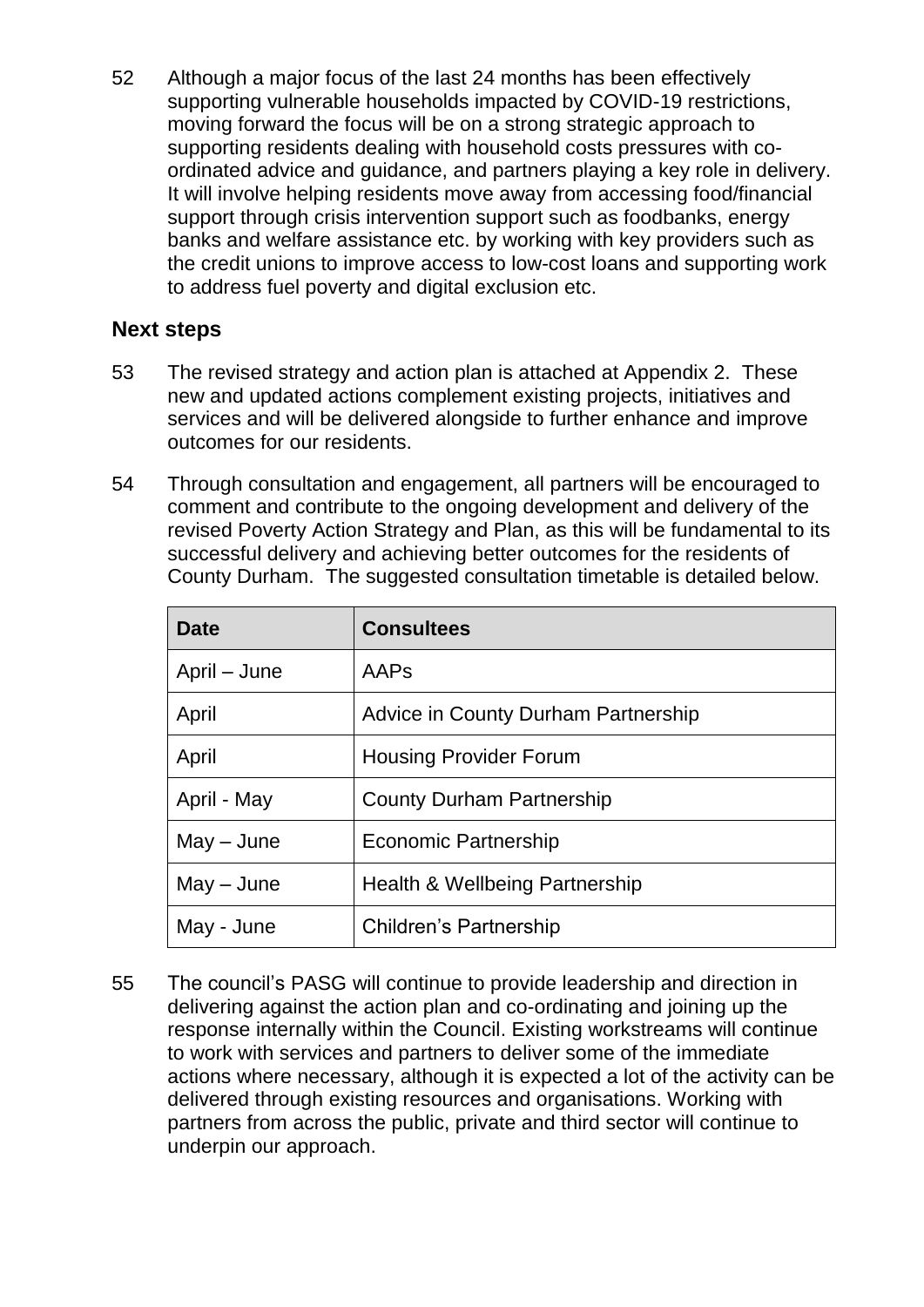52 Although a major focus of the last 24 months has been effectively supporting vulnerable households impacted by COVID-19 restrictions, moving forward the focus will be on a strong strategic approach to supporting residents dealing with household costs pressures with co-ordinated advice and guidance, and partners playing a key role in delivery. It will involve helping residents move away from accessing food/financial support through crisis intervention support such as foodbanks, energy banks and welfare assistance etc. by working with key providers such as the credit unions to improve access to low-cost loans and supporting work to address fuel poverty and digital exclusion etc.

## Next steps

53 The revised strategy and action plan is attached at Appendix 2. These new and updated actions complement existing projects, initiatives and services and will be delivered alongside to further enhance and improve outcomes for our residents.

54 Through consultation and engagement, all partners will be encouraged to comment and contribute to the ongoing development and delivery of the revised Poverty Action Strategy and Plan, as this will be fundamental to its successful delivery and achieving better outcomes for the residents of County Durham. The suggested consultation timetable is detailed below.

| Date | Consultees |
| --- | --- |
| April – June | AAPs |
| April | Advice in County Durham Partnership |
| April | Housing Provider Forum |
| April - May | County Durham Partnership |
| May – June | Economic Partnership |
| May – June | Health & Wellbeing Partnership |
| May - June | Children's Partnership |

55 The council's PASG will continue to provide leadership and direction in delivering against the action plan and co-ordinating and joining up the response internally within the Council. Existing workstreams will continue to work with services and partners to deliver some of the immediate actions where necessary, although it is expected a lot of the activity can be delivered through existing resources and organisations. Working with partners from across the public, private and third sector will continue to underpin our approach.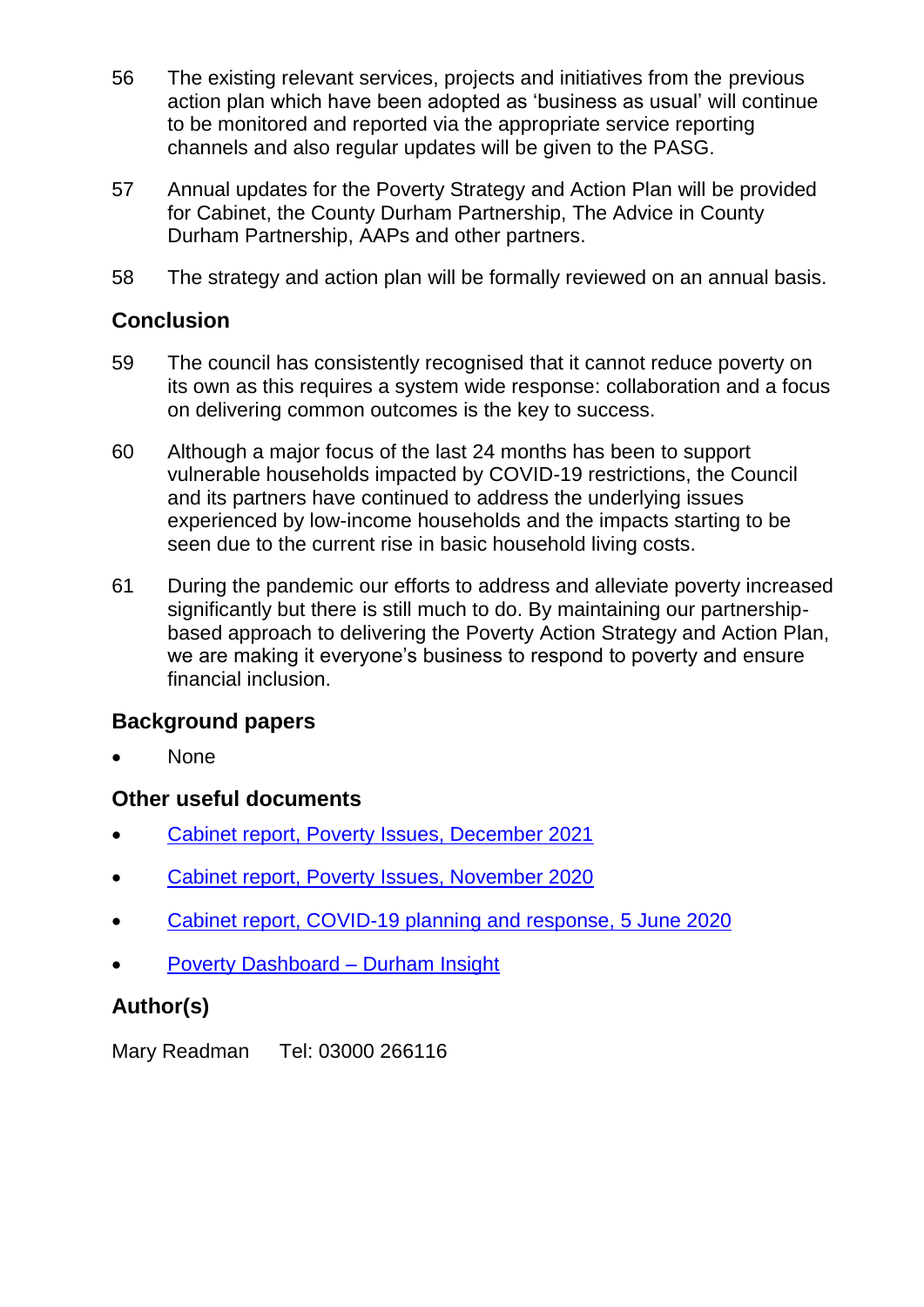56 The existing relevant services, projects and initiatives from the previous action plan which have been adopted as 'business as usual' will continue to be monitored and reported via the appropriate service reporting channels and also regular updates will be given to the PASG.

57 Annual updates for the Poverty Strategy and Action Plan will be provided for Cabinet, the County Durham Partnership, The Advice in County Durham Partnership, AAPs and other partners.

58 The strategy and action plan will be formally reviewed on an annual basis.

## Conclusion

59 The council has consistently recognised that it cannot reduce poverty on its own as this requires a system wide response: collaboration and a focus on delivering common outcomes is the key to success.

60 Although a major focus of the last 24 months has been to support vulnerable households impacted by COVID-19 restrictions, the Council and its partners have continued to address the underlying issues experienced by low-income households and the impacts starting to be seen due to the current rise in basic household living costs.

61 During the pandemic our efforts to address and alleviate poverty increased significantly but there is still much to do. By maintaining our partnership-based approach to delivering the Poverty Action Strategy and Action Plan, we are making it everyone's business to respond to poverty and ensure financial inclusion.

## Background papers

- None

## Other useful documents

- Cabinet report, Poverty Issues, December 2021
- Cabinet report, Poverty Issues, November 2020
- Cabinet report, COVID-19 planning and response, 5 June 2020
- Poverty Dashboard – Durham Insight

## Author(s)

Mary Readman Tel: 03000 266116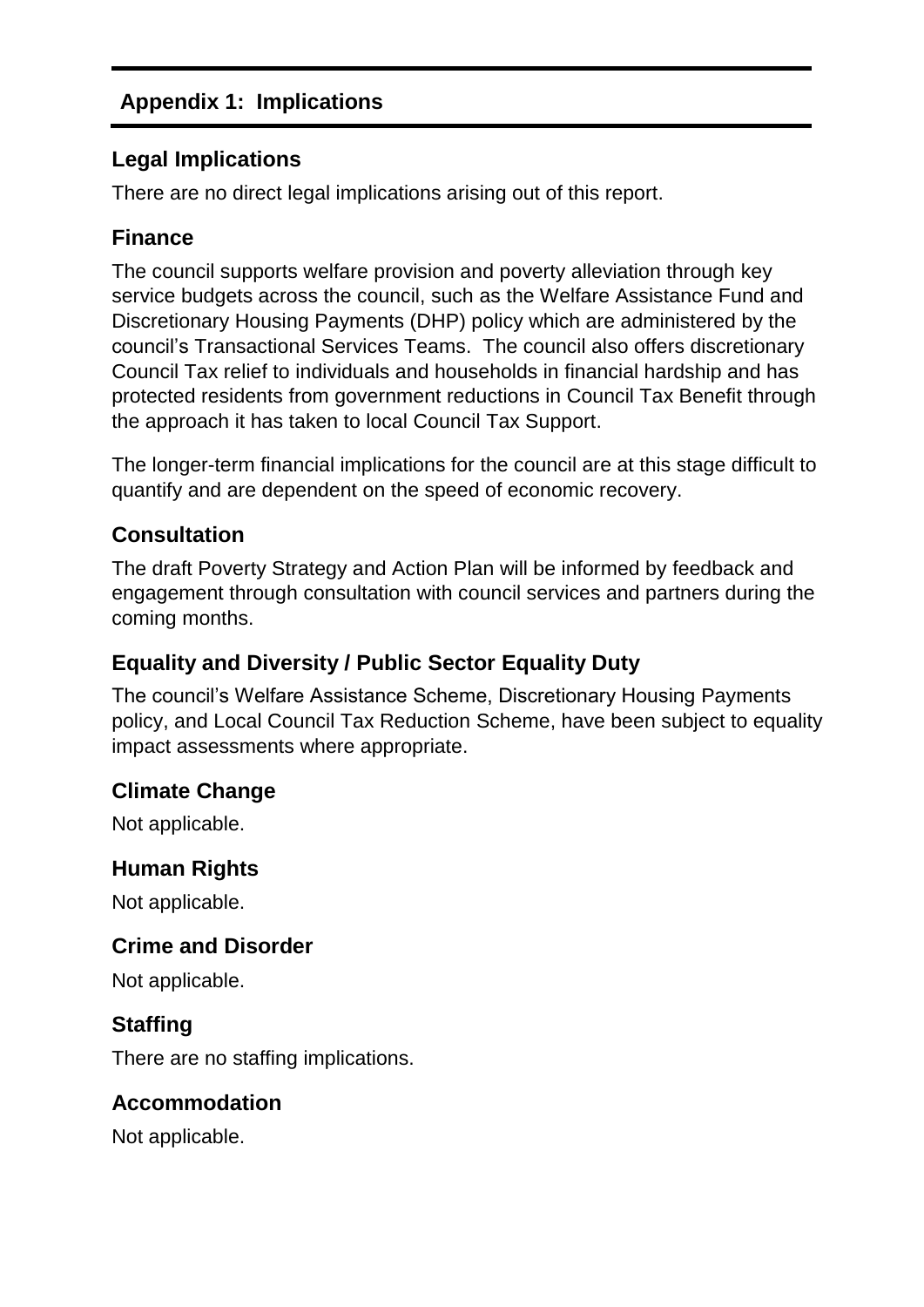## Appendix 1: Implications

### Legal Implications

There are no direct legal implications arising out of this report.

### Finance

The council supports welfare provision and poverty alleviation through key service budgets across the council, such as the Welfare Assistance Fund and Discretionary Housing Payments (DHP) policy which are administered by the council's Transactional Services Teams. The council also offers discretionary Council Tax relief to individuals and households in financial hardship and has protected residents from government reductions in Council Tax Benefit through the approach it has taken to local Council Tax Support.

The longer-term financial implications for the council are at this stage difficult to quantify and are dependent on the speed of economic recovery.

### Consultation

The draft Poverty Strategy and Action Plan will be informed by feedback and engagement through consultation with council services and partners during the coming months.

### Equality and Diversity / Public Sector Equality Duty

The council's Welfare Assistance Scheme, Discretionary Housing Payments policy, and Local Council Tax Reduction Scheme, have been subject to equality impact assessments where appropriate.

### Climate Change

Not applicable.

### Human Rights

Not applicable.

### Crime and Disorder

Not applicable.

### Staffing

There are no staffing implications.

### Accommodation

Not applicable.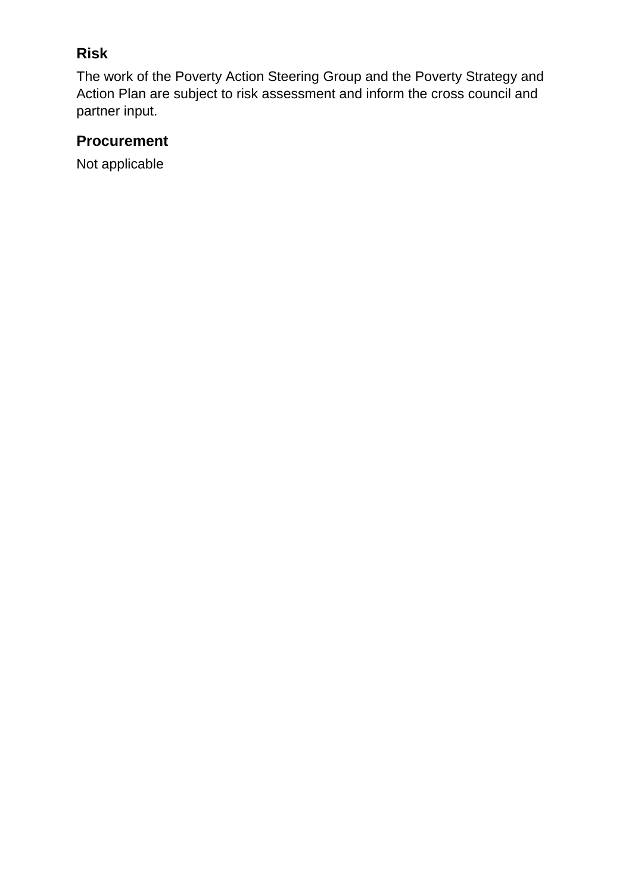## Risk

The work of the Poverty Action Steering Group and the Poverty Strategy and Action Plan are subject to risk assessment and inform the cross council and partner input.

## Procurement

Not applicable